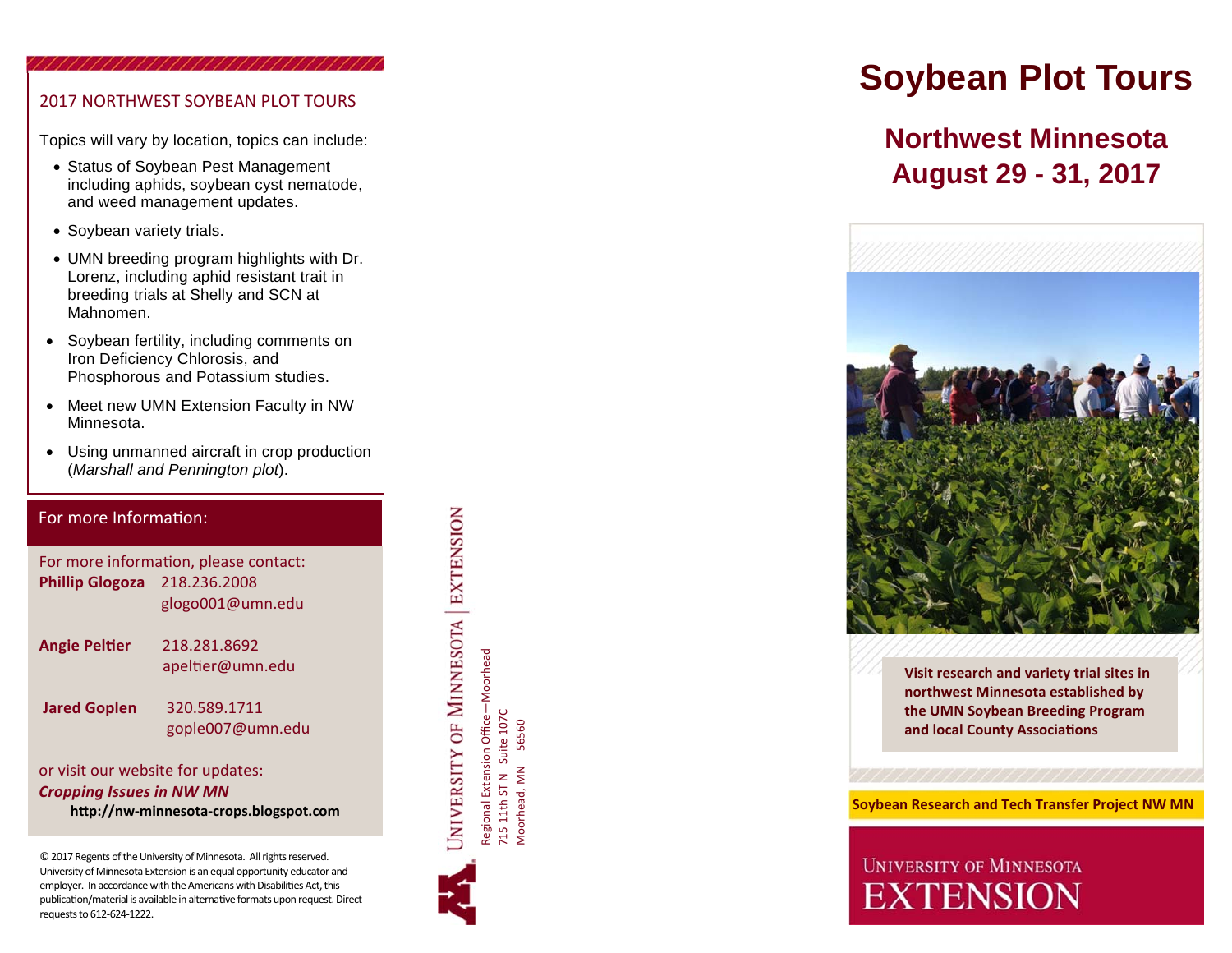## 2017 NORTHWEST SOYBEAN PLOT TOURS

Topics will vary by location, topics can include:

- Status of Soybean Pest Management including aphids, soybean cyst nematode, and weed management updates.
- Soybean variety trials.
- UMN breeding program highlights with Dr. Lorenz, including aphid resistant trait in breeding trials at Shelly and SCN at Mahnomen.
- Soybean fertility, including comments on Iron Deficiency Chlorosis, and Phosphorous and Potassium studies.
- Meet new UMN Extension Faculty in NW Minnesota.
- Using unmanned aircraft in crop production (*Marshall and Pennington plot*).

## For more Information:

For more information, please contact:

**Phillip Glogoza** 218.236.2008
glogo001@umn.edu

**Angie Peltier** 218.281.8692
apeltier@umn.edu

**Jared Goplen** 320.589.1711
gople007@umn.edu

or visit our website for updates:
***Cropping Issues in NW MN***
**http://nw-minnesota-crops.blogspot.com**

© 2017 Regents of the University of Minnesota. All rights reserved. University of Minnesota Extension is an equal opportunity educator and employer. In accordance with the Americans with Disabilities Act, this publication/material is available in alternative formats upon request. Direct requests to 612-624-1222.

University of Minnesota | Extension

Regional Extension Office—Moorhead
715 11th ST N Suite 107C
Moorhead, MN 56560

# Soybean Plot Tours

## Northwest Minnesota
## August 29 - 31, 2017

**Visit research and variety trial sites in northwest Minnesota established by the UMN Soybean Breeding Program and local County Associations**

**Soybean Research and Tech Transfer Project NW MN**

University of Minnesota
EXTENSION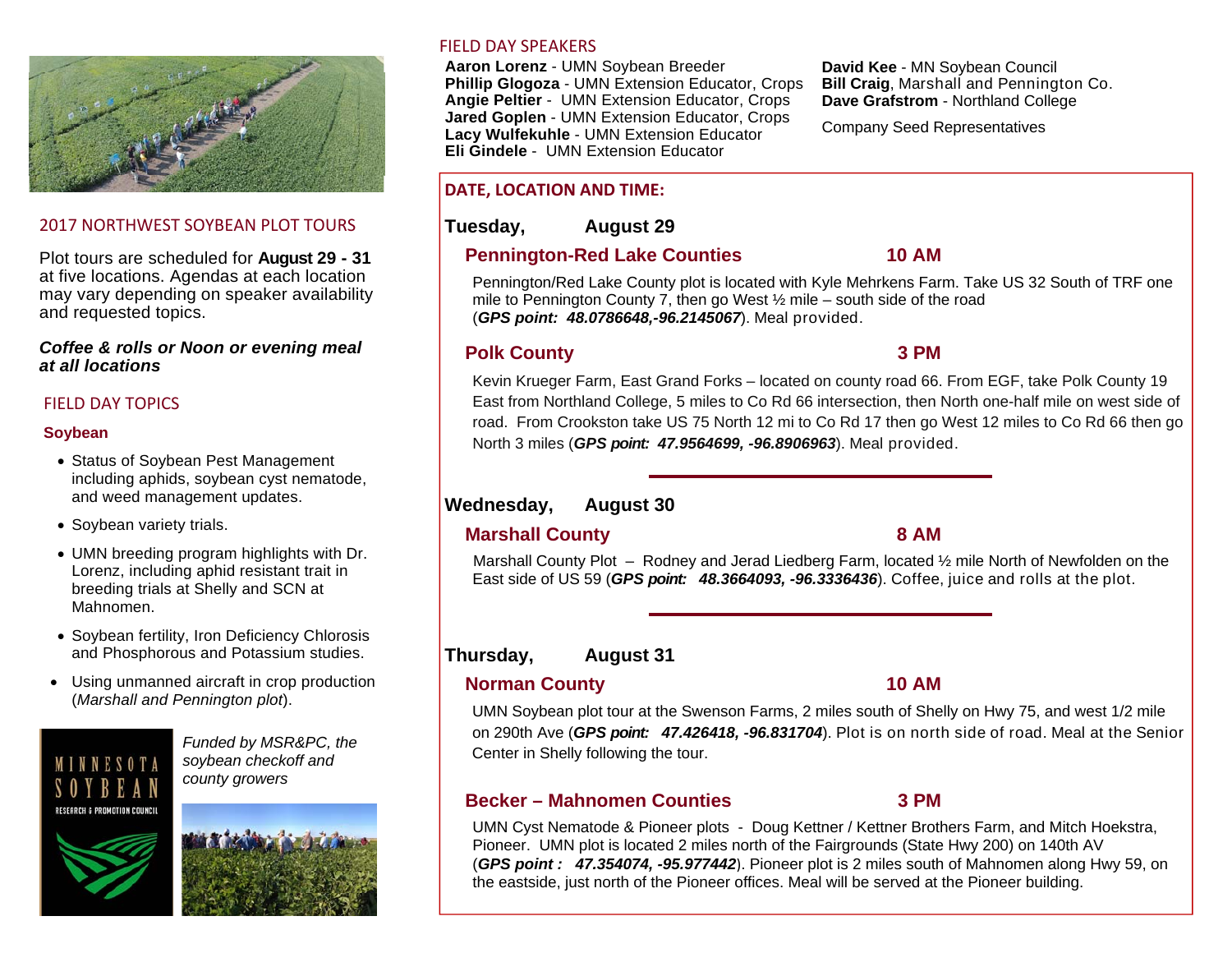## 2017 NORTHWEST SOYBEAN PLOT TOURS

Plot tours are scheduled for **August 29 - 31** at five locations. Agendas at each location may vary depending on speaker availability and requested topics.

***Coffee & rolls or Noon or evening meal at all locations***

## FIELD DAY TOPICS

**Soybean**

- Status of Soybean Pest Management including aphids, soybean cyst nematode, and weed management updates.
- Soybean variety trials.
- UMN breeding program highlights with Dr. Lorenz, including aphid resistant trait in breeding trials at Shelly and SCN at Mahnomen.
- Soybean fertility, Iron Deficiency Chlorosis and Phosphorous and Potassium studies.
- Using unmanned aircraft in crop production (*Marshall and Pennington plot*).

*Funded by MSR&PC, the soybean checkoff and county growers*

## FIELD DAY SPEAKERS

**Aaron Lorenz** - UMN Soybean Breeder
**Phillip Glogoza** - UMN Extension Educator, Crops
**Angie Peltier** - UMN Extension Educator, Crops
**Jared Goplen** - UMN Extension Educator, Crops
**Lacy Wulfekuhle** - UMN Extension Educator
**Eli Gindele** - UMN Extension Educator
**David Kee** - MN Soybean Council
**Bill Craig**, Marshall and Pennington Co.
**Dave Grafstrom** - Northland College

Company Seed Representatives

## DATE, LOCATION AND TIME:

### Tuesday, August 29

**Pennington-Red Lake Counties — 10 AM**

Pennington/Red Lake County plot is located with Kyle Mehrkens Farm. Take US 32 South of TRF one mile to Pennington County 7, then go West ½ mile – south side of the road (***GPS point: 48.0786648,-96.2145067***). Meal provided.

**Polk County — 3 PM**

Kevin Krueger Farm, East Grand Forks – located on county road 66. From EGF, take Polk County 19 East from Northland College, 5 miles to Co Rd 66 intersection, then North one-half mile on west side of road. From Crookston take US 75 North 12 mi to Co Rd 17 then go West 12 miles to Co Rd 66 then go North 3 miles (***GPS point: 47.9564699, -96.8906963***). Meal provided.

### Wednesday, August 30

**Marshall County — 8 AM**

Marshall County Plot – Rodney and Jerad Liedberg Farm, located ½ mile North of Newfolden on the East side of US 59 (***GPS point: 48.3664093, -96.3336436***). Coffee, juice and rolls at the plot.

### Thursday, August 31

**Norman County — 10 AM**

UMN Soybean plot tour at the Swenson Farms, 2 miles south of Shelly on Hwy 75, and west 1/2 mile on 290th Ave (***GPS point: 47.426418, -96.831704***). Plot is on north side of road. Meal at the Senior Center in Shelly following the tour.

**Becker – Mahnomen Counties — 3 PM**

UMN Cyst Nematode & Pioneer plots - Doug Kettner / Kettner Brothers Farm, and Mitch Hoekstra, Pioneer. UMN plot is located 2 miles north of the Fairgrounds (State Hwy 200) on 140th AV (***GPS point : 47.354074, -95.977442***). Pioneer plot is 2 miles south of Mahnomen along Hwy 59, on the eastside, just north of the Pioneer offices. Meal will be served at the Pioneer building.